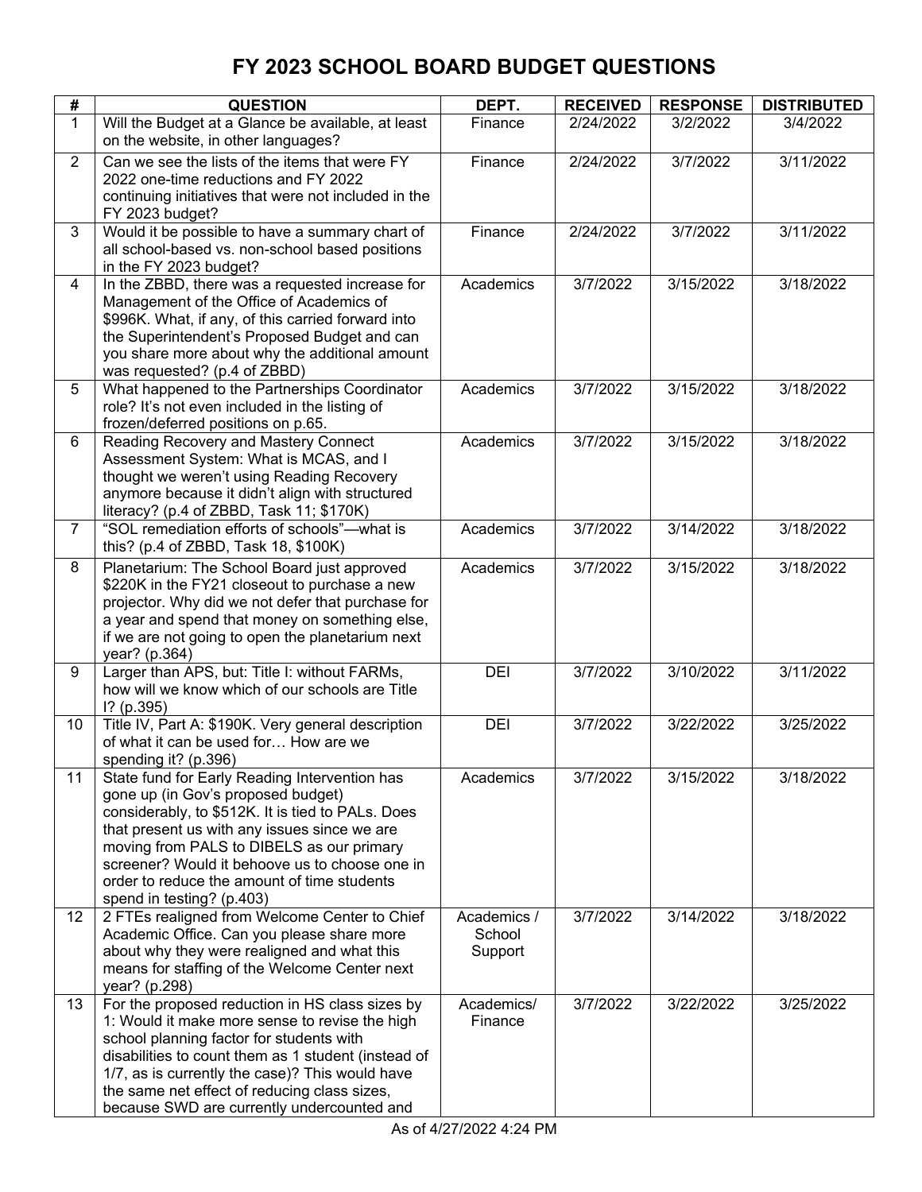# FY 2023 SCHOOL BOARD BUDGET QUESTIONS

| # | QUESTION | DEPT. | RECEIVED | RESPONSE | DISTRIBUTED |
|---|---|---|---|---|---|
| 1 | Will the Budget at a Glance be available, at least on the website, in other languages? | Finance | 2/24/2022 | 3/2/2022 | 3/4/2022 |
| 2 | Can we see the lists of the items that were FY 2022 one-time reductions and FY 2022 continuing initiatives that were not included in the FY 2023 budget? | Finance | 2/24/2022 | 3/7/2022 | 3/11/2022 |
| 3 | Would it be possible to have a summary chart of all school-based vs. non-school based positions in the FY 2023 budget? | Finance | 2/24/2022 | 3/7/2022 | 3/11/2022 |
| 4 | In the ZBBD, there was a requested increase for Management of the Office of Academics of $996K. What, if any, of this carried forward into the Superintendent's Proposed Budget and can you share more about why the additional amount was requested? (p.4 of ZBBD) | Academics | 3/7/2022 | 3/15/2022 | 3/18/2022 |
| 5 | What happened to the Partnerships Coordinator role? It's not even included in the listing of frozen/deferred positions on p.65. | Academics | 3/7/2022 | 3/15/2022 | 3/18/2022 |
| 6 | Reading Recovery and Mastery Connect Assessment System: What is MCAS, and I thought we weren't using Reading Recovery anymore because it didn't align with structured literacy? (p.4 of ZBBD, Task 11; $170K) | Academics | 3/7/2022 | 3/15/2022 | 3/18/2022 |
| 7 | "SOL remediation efforts of schools"—what is this? (p.4 of ZBBD, Task 18, $100K) | Academics | 3/7/2022 | 3/14/2022 | 3/18/2022 |
| 8 | Planetarium: The School Board just approved $220K in the FY21 closeout to purchase a new projector. Why did we not defer that purchase for a year and spend that money on something else, if we are not going to open the planetarium next year? (p.364) | Academics | 3/7/2022 | 3/15/2022 | 3/18/2022 |
| 9 | Larger than APS, but: Title I: without FARMs, how will we know which of our schools are Title I? (p.395) | DEI | 3/7/2022 | 3/10/2022 | 3/11/2022 |
| 10 | Title IV, Part A: $190K. Very general description of what it can be used for… How are we spending it? (p.396) | DEI | 3/7/2022 | 3/22/2022 | 3/25/2022 |
| 11 | State fund for Early Reading Intervention has gone up (in Gov's proposed budget) considerably, to $512K. It is tied to PALs. Does that present us with any issues since we are moving from PALS to DIBELS as our primary screener? Would it behoove us to choose one in order to reduce the amount of time students spend in testing? (p.403) | Academics | 3/7/2022 | 3/15/2022 | 3/18/2022 |
| 12 | 2 FTEs realigned from Welcome Center to Chief Academic Office. Can you please share more about why they were realigned and what this means for staffing of the Welcome Center next year? (p.298) | Academics / School Support | 3/7/2022 | 3/14/2022 | 3/18/2022 |
| 13 | For the proposed reduction in HS class sizes by 1: Would it make more sense to revise the high school planning factor for students with disabilities to count them as 1 student (instead of 1/7, as is currently the case)? This would have the same net effect of reducing class sizes, because SWD are currently undercounted and | Academics/ Finance | 3/7/2022 | 3/22/2022 | 3/25/2022 |

As of 4/27/2022 4:24 PM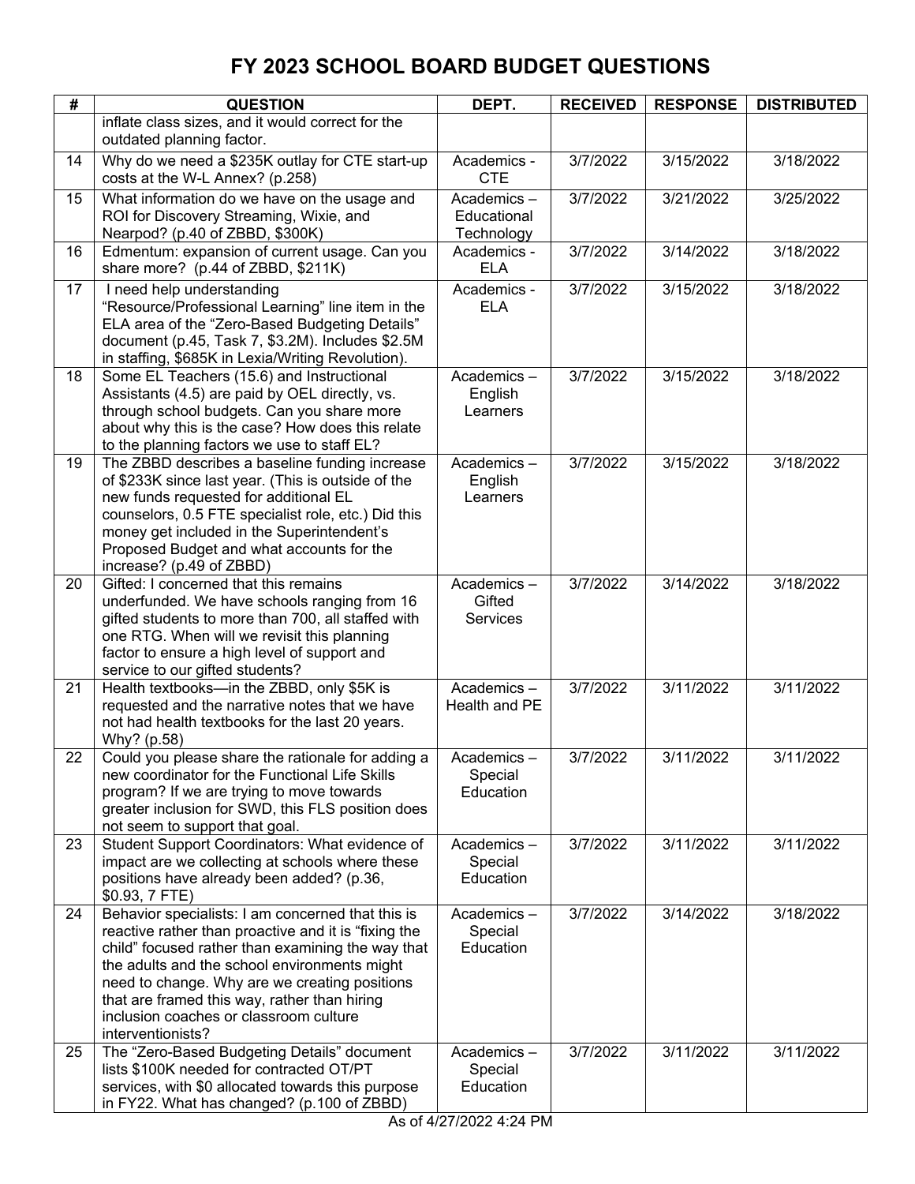# FY 2023 SCHOOL BOARD BUDGET QUESTIONS

| # | QUESTION | DEPT. | RECEIVED | RESPONSE | DISTRIBUTED |
|---|---|---|---|---|---|
| | inflate class sizes, and it would correct for the outdated planning factor. | | | | |
| 14 | Why do we need a $235K outlay for CTE start-up costs at the W-L Annex? (p.258) | Academics - CTE | 3/7/2022 | 3/15/2022 | 3/18/2022 |
| 15 | What information do we have on the usage and ROI for Discovery Streaming, Wixie, and Nearpod? (p.40 of ZBBD, $300K) | Academics – Educational Technology | 3/7/2022 | 3/21/2022 | 3/25/2022 |
| 16 | Edmentum: expansion of current usage. Can you share more? (p.44 of ZBBD, $211K) | Academics - ELA | 3/7/2022 | 3/14/2022 | 3/18/2022 |
| 17 | I need help understanding "Resource/Professional Learning" line item in the ELA area of the "Zero-Based Budgeting Details" document (p.45, Task 7, $3.2M). Includes $2.5M in staffing, $685K in Lexia/Writing Revolution). | Academics - ELA | 3/7/2022 | 3/15/2022 | 3/18/2022 |
| 18 | Some EL Teachers (15.6) and Instructional Assistants (4.5) are paid by OEL directly, vs. through school budgets. Can you share more about why this is the case? How does this relate to the planning factors we use to staff EL? | Academics – English Learners | 3/7/2022 | 3/15/2022 | 3/18/2022 |
| 19 | The ZBBD describes a baseline funding increase of $233K since last year. (This is outside of the new funds requested for additional EL counselors, 0.5 FTE specialist role, etc.) Did this money get included in the Superintendent's Proposed Budget and what accounts for the increase? (p.49 of ZBBD) | Academics – English Learners | 3/7/2022 | 3/15/2022 | 3/18/2022 |
| 20 | Gifted: I concerned that this remains underfunded. We have schools ranging from 16 gifted students to more than 700, all staffed with one RTG. When will we revisit this planning factor to ensure a high level of support and service to our gifted students? | Academics – Gifted Services | 3/7/2022 | 3/14/2022 | 3/18/2022 |
| 21 | Health textbooks—in the ZBBD, only $5K is requested and the narrative notes that we have not had health textbooks for the last 20 years. Why? (p.58) | Academics – Health and PE | 3/7/2022 | 3/11/2022 | 3/11/2022 |
| 22 | Could you please share the rationale for adding a new coordinator for the Functional Life Skills program? If we are trying to move towards greater inclusion for SWD, this FLS position does not seem to support that goal. | Academics – Special Education | 3/7/2022 | 3/11/2022 | 3/11/2022 |
| 23 | Student Support Coordinators: What evidence of impact are we collecting at schools where these positions have already been added? (p.36, $0.93, 7 FTE) | Academics – Special Education | 3/7/2022 | 3/11/2022 | 3/11/2022 |
| 24 | Behavior specialists: I am concerned that this is reactive rather than proactive and it is "fixing the child" focused rather than examining the way that the adults and the school environments might need to change. Why are we creating positions that are framed this way, rather than hiring inclusion coaches or classroom culture interventionists? | Academics – Special Education | 3/7/2022 | 3/14/2022 | 3/18/2022 |
| 25 | The "Zero-Based Budgeting Details" document lists $100K needed for contracted OT/PT services, with $0 allocated towards this purpose in FY22. What has changed? (p.100 of ZBBD) | Academics – Special Education | 3/7/2022 | 3/11/2022 | 3/11/2022 |

As of 4/27/2022 4:24 PM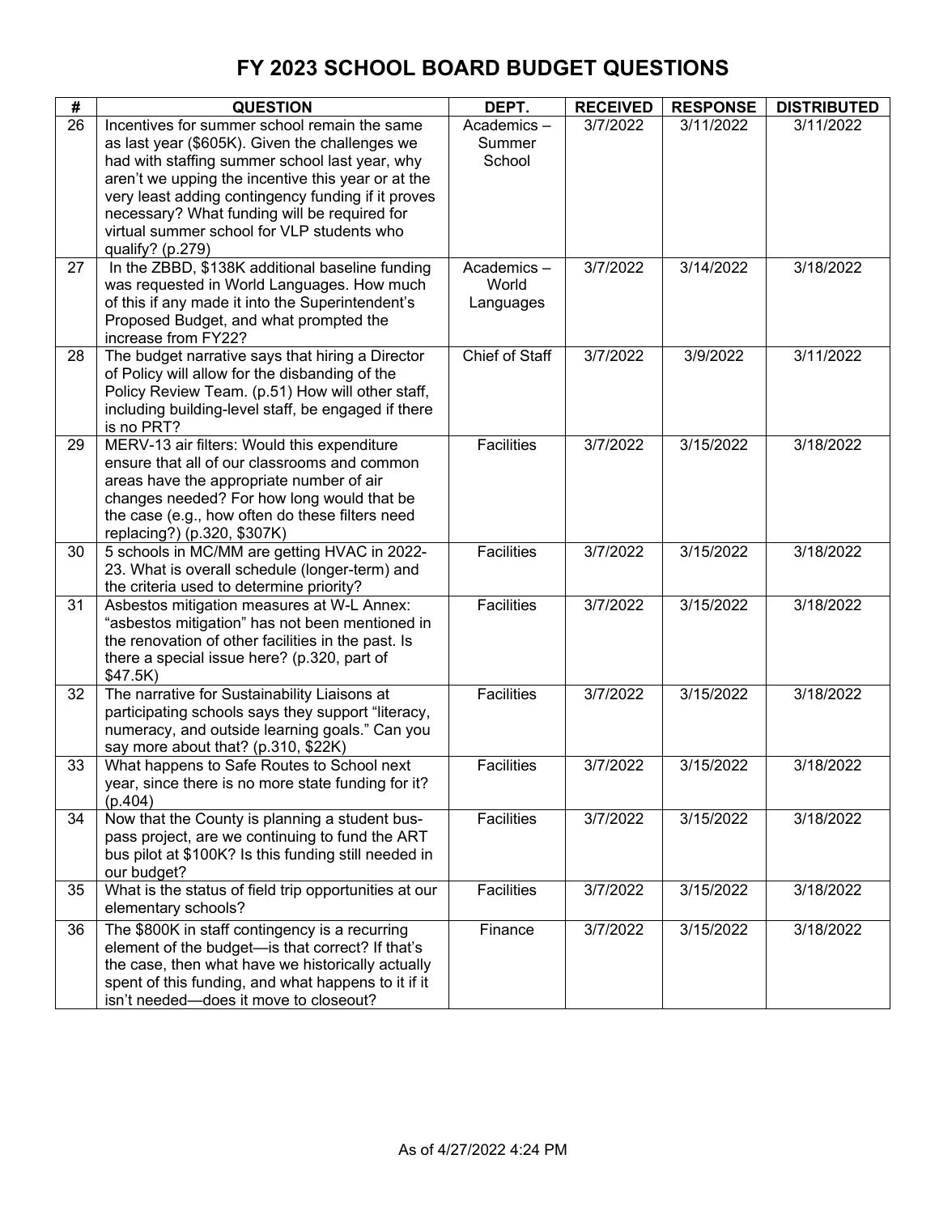# FY 2023 SCHOOL BOARD BUDGET QUESTIONS

| # | QUESTION | DEPT. | RECEIVED | RESPONSE | DISTRIBUTED |
|---|---|---|---|---|---|
| 26 | Incentives for summer school remain the same as last year ($605K). Given the challenges we had with staffing summer school last year, why aren't we upping the incentive this year or at the very least adding contingency funding if it proves necessary? What funding will be required for virtual summer school for VLP students who qualify? (p.279) | Academics – Summer School | 3/7/2022 | 3/11/2022 | 3/11/2022 |
| 27 | In the ZBBD, $138K additional baseline funding was requested in World Languages. How much of this if any made it into the Superintendent's Proposed Budget, and what prompted the increase from FY22? | Academics – World Languages | 3/7/2022 | 3/14/2022 | 3/18/2022 |
| 28 | The budget narrative says that hiring a Director of Policy will allow for the disbanding of the Policy Review Team. (p.51) How will other staff, including building-level staff, be engaged if there is no PRT? | Chief of Staff | 3/7/2022 | 3/9/2022 | 3/11/2022 |
| 29 | MERV-13 air filters: Would this expenditure ensure that all of our classrooms and common areas have the appropriate number of air changes needed? For how long would that be the case (e.g., how often do these filters need replacing?) (p.320, $307K) | Facilities | 3/7/2022 | 3/15/2022 | 3/18/2022 |
| 30 | 5 schools in MC/MM are getting HVAC in 2022-23. What is overall schedule (longer-term) and the criteria used to determine priority? | Facilities | 3/7/2022 | 3/15/2022 | 3/18/2022 |
| 31 | Asbestos mitigation measures at W-L Annex: "asbestos mitigation" has not been mentioned in the renovation of other facilities in the past. Is there a special issue here? (p.320, part of $47.5K) | Facilities | 3/7/2022 | 3/15/2022 | 3/18/2022 |
| 32 | The narrative for Sustainability Liaisons at participating schools says they support "literacy, numeracy, and outside learning goals." Can you say more about that? (p.310, $22K) | Facilities | 3/7/2022 | 3/15/2022 | 3/18/2022 |
| 33 | What happens to Safe Routes to School next year, since there is no more state funding for it? (p.404) | Facilities | 3/7/2022 | 3/15/2022 | 3/18/2022 |
| 34 | Now that the County is planning a student bus-pass project, are we continuing to fund the ART bus pilot at $100K? Is this funding still needed in our budget? | Facilities | 3/7/2022 | 3/15/2022 | 3/18/2022 |
| 35 | What is the status of field trip opportunities at our elementary schools? | Facilities | 3/7/2022 | 3/15/2022 | 3/18/2022 |
| 36 | The $800K in staff contingency is a recurring element of the budget—is that correct? If that's the case, then what have we historically actually spent of this funding, and what happens to it if it isn't needed—does it move to closeout? | Finance | 3/7/2022 | 3/15/2022 | 3/18/2022 |

As of 4/27/2022 4:24 PM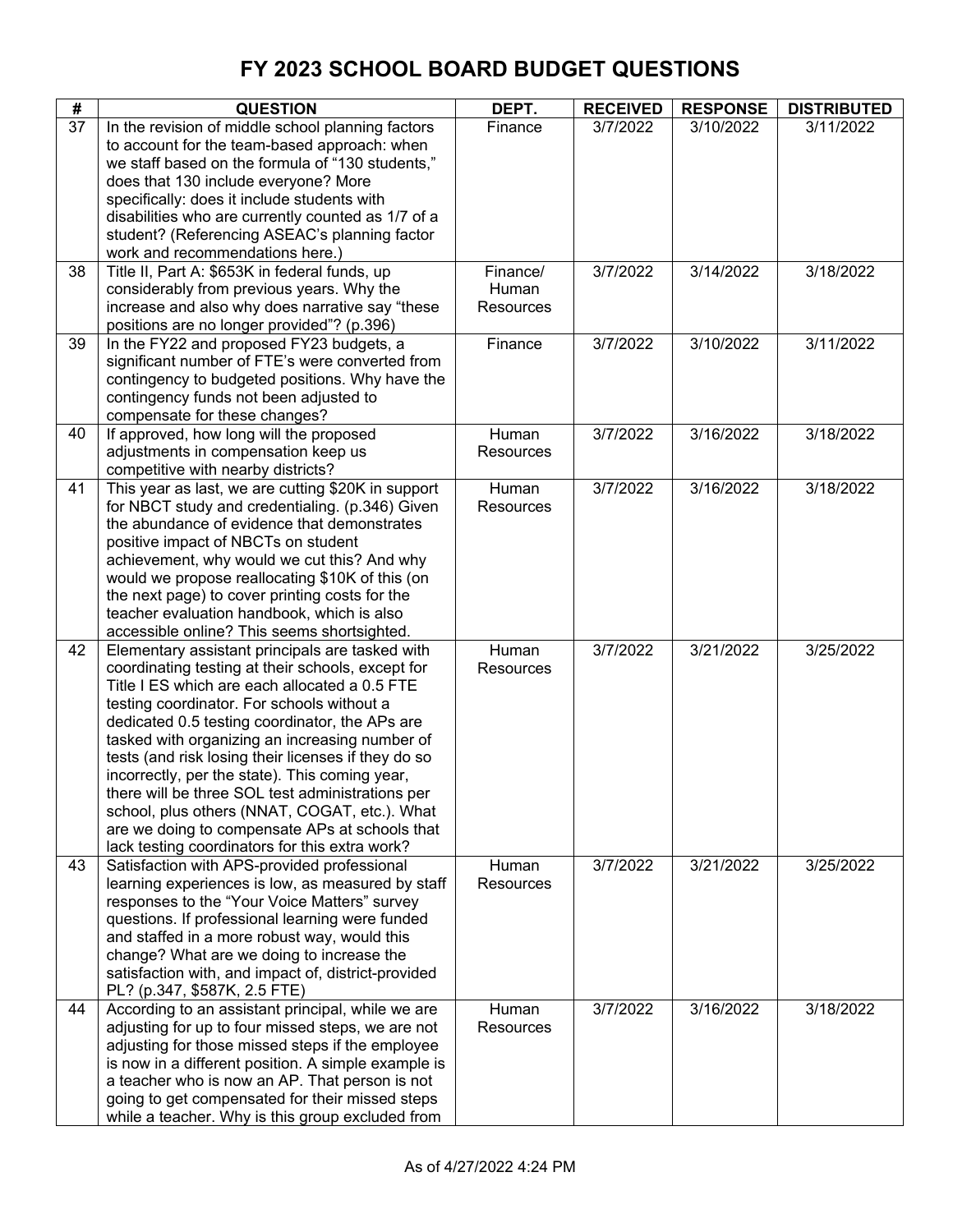# FY 2023 SCHOOL BOARD BUDGET QUESTIONS

| # | QUESTION | DEPT. | RECEIVED | RESPONSE | DISTRIBUTED |
|---|---|---|---|---|---|
| 37 | In the revision of middle school planning factors to account for the team-based approach: when we staff based on the formula of "130 students," does that 130 include everyone? More specifically: does it include students with disabilities who are currently counted as 1/7 of a student? (Referencing ASEAC's planning factor work and recommendations here.) | Finance | 3/7/2022 | 3/10/2022 | 3/11/2022 |
| 38 | Title II, Part A: $653K in federal funds, up considerably from previous years. Why the increase and also why does narrative say "these positions are no longer provided"? (p.396) | Finance/ Human Resources | 3/7/2022 | 3/14/2022 | 3/18/2022 |
| 39 | In the FY22 and proposed FY23 budgets, a significant number of FTE's were converted from contingency to budgeted positions. Why have the contingency funds not been adjusted to compensate for these changes? | Finance | 3/7/2022 | 3/10/2022 | 3/11/2022 |
| 40 | If approved, how long will the proposed adjustments in compensation keep us competitive with nearby districts? | Human Resources | 3/7/2022 | 3/16/2022 | 3/18/2022 |
| 41 | This year as last, we are cutting $20K in support for NBCT study and credentialing. (p.346) Given the abundance of evidence that demonstrates positive impact of NBCTs on student achievement, why would we cut this? And why would we propose reallocating $10K of this (on the next page) to cover printing costs for the teacher evaluation handbook, which is also accessible online? This seems shortsighted. | Human Resources | 3/7/2022 | 3/16/2022 | 3/18/2022 |
| 42 | Elementary assistant principals are tasked with coordinating testing at their schools, except for Title I ES which are each allocated a 0.5 FTE testing coordinator. For schools without a dedicated 0.5 testing coordinator, the APs are tasked with organizing an increasing number of tests (and risk losing their licenses if they do so incorrectly, per the state). This coming year, there will be three SOL test administrations per school, plus others (NNAT, COGAT, etc.). What are we doing to compensate APs at schools that lack testing coordinators for this extra work? | Human Resources | 3/7/2022 | 3/21/2022 | 3/25/2022 |
| 43 | Satisfaction with APS-provided professional learning experiences is low, as measured by staff responses to the "Your Voice Matters" survey questions. If professional learning were funded and staffed in a more robust way, would this change? What are we doing to increase the satisfaction with, and impact of, district-provided PL? (p.347, $587K, 2.5 FTE) | Human Resources | 3/7/2022 | 3/21/2022 | 3/25/2022 |
| 44 | According to an assistant principal, while we are adjusting for up to four missed steps, we are not adjusting for those missed steps if the employee is now in a different position. A simple example is a teacher who is now an AP. That person is not going to get compensated for their missed steps while a teacher. Why is this group excluded from | Human Resources | 3/7/2022 | 3/16/2022 | 3/18/2022 |

As of 4/27/2022 4:24 PM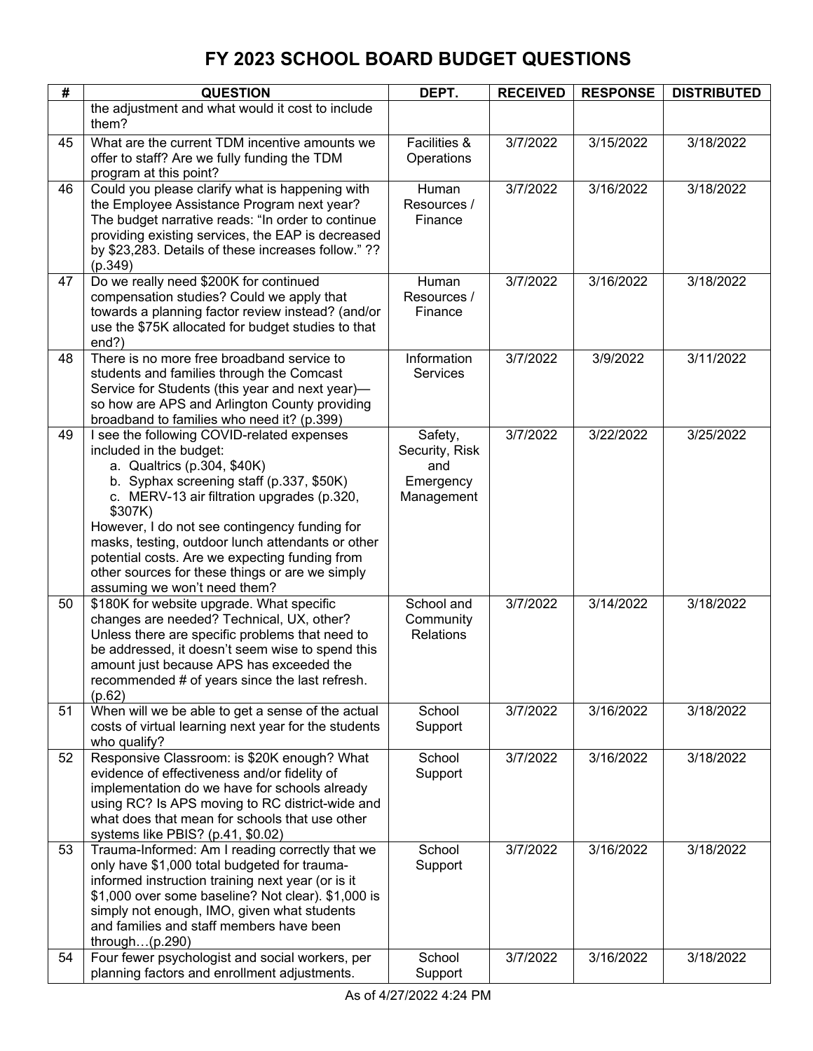# FY 2023 SCHOOL BOARD BUDGET QUESTIONS

| # | QUESTION | DEPT. | RECEIVED | RESPONSE | DISTRIBUTED |
|---|---|---|---|---|---|
| | the adjustment and what would it cost to include them? | | | | |
| 45 | What are the current TDM incentive amounts we offer to staff? Are we fully funding the TDM program at this point? | Facilities & Operations | 3/7/2022 | 3/15/2022 | 3/18/2022 |
| 46 | Could you please clarify what is happening with the Employee Assistance Program next year? The budget narrative reads: "In order to continue providing existing services, the EAP is decreased by $23,283. Details of these increases follow." ?? (p.349) | Human Resources / Finance | 3/7/2022 | 3/16/2022 | 3/18/2022 |
| 47 | Do we really need $200K for continued compensation studies? Could we apply that towards a planning factor review instead? (and/or use the $75K allocated for budget studies to that end?) | Human Resources / Finance | 3/7/2022 | 3/16/2022 | 3/18/2022 |
| 48 | There is no more free broadband service to students and families through the Comcast Service for Students (this year and next year)—so how are APS and Arlington County providing broadband to families who need it? (p.399) | Information Services | 3/7/2022 | 3/9/2022 | 3/11/2022 |
| 49 | I see the following COVID-related expenses included in the budget:<br>a. Qualtrics (p.304, $40K)<br>b. Syphax screening staff (p.337, $50K)<br>c. MERV-13 air filtration upgrades (p.320, $307K)<br>However, I do not see contingency funding for masks, testing, outdoor lunch attendants or other potential costs. Are we expecting funding from other sources for these things or are we simply assuming we won't need them? | Safety, Security, Risk and Emergency Management | 3/7/2022 | 3/22/2022 | 3/25/2022 |
| 50 | $180K for website upgrade. What specific changes are needed? Technical, UX, other? Unless there are specific problems that need to be addressed, it doesn't seem wise to spend this amount just because APS has exceeded the recommended # of years since the last refresh. (p.62) | School and Community Relations | 3/7/2022 | 3/14/2022 | 3/18/2022 |
| 51 | When will we be able to get a sense of the actual costs of virtual learning next year for the students who qualify? | School Support | 3/7/2022 | 3/16/2022 | 3/18/2022 |
| 52 | Responsive Classroom: is $20K enough? What evidence of effectiveness and/or fidelity of implementation do we have for schools already using RC? Is APS moving to RC district-wide and what does that mean for schools that use other systems like PBIS? (p.41, $0.02) | School Support | 3/7/2022 | 3/16/2022 | 3/18/2022 |
| 53 | Trauma-Informed: Am I reading correctly that we only have $1,000 total budgeted for trauma-informed instruction training next year (or is it $1,000 over some baseline? Not clear). $1,000 is simply not enough, IMO, given what students and families and staff members have been through…(p.290) | School Support | 3/7/2022 | 3/16/2022 | 3/18/2022 |
| 54 | Four fewer psychologist and social workers, per planning factors and enrollment adjustments. | School Support | 3/7/2022 | 3/16/2022 | 3/18/2022 |

As of 4/27/2022 4:24 PM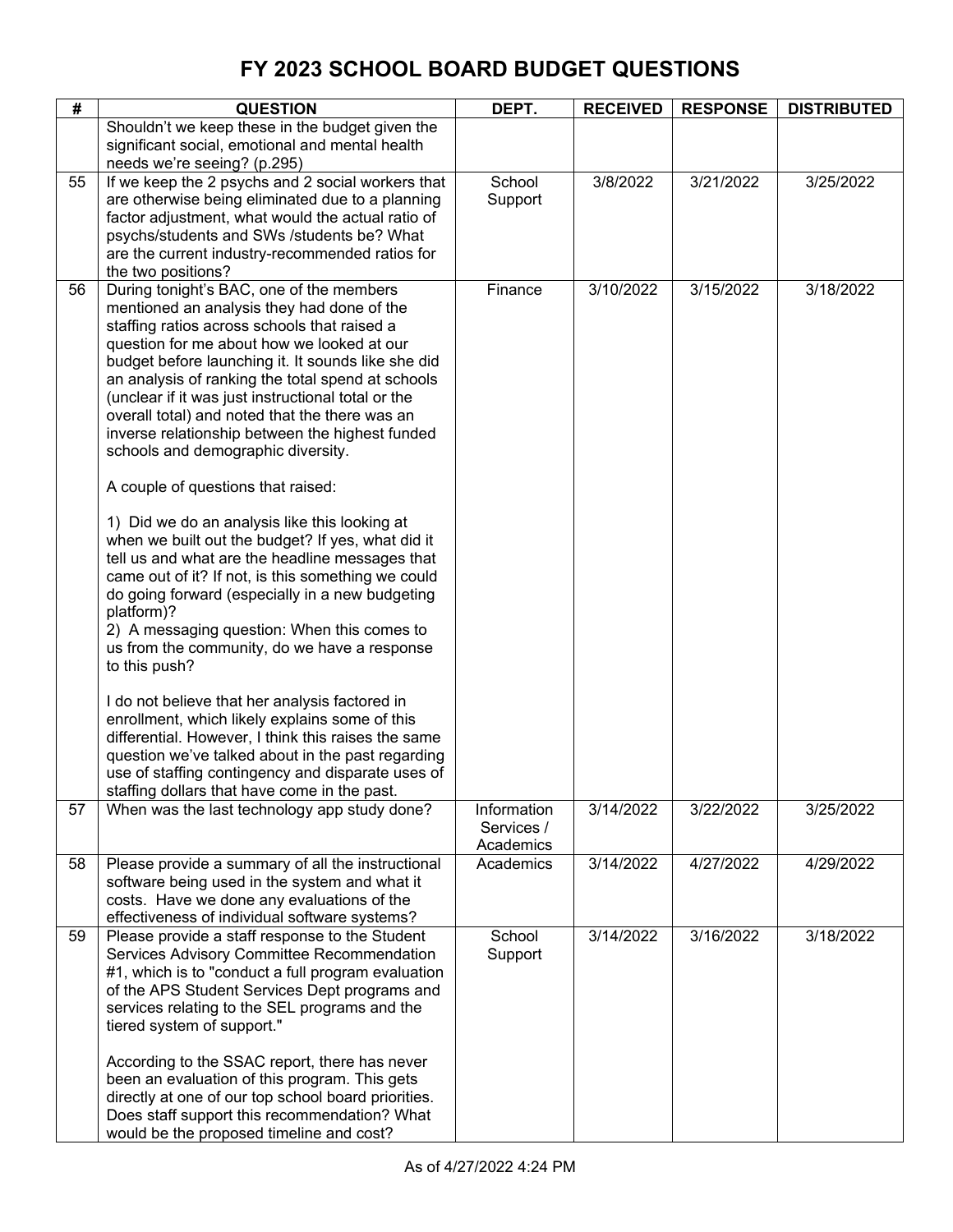# FY 2023 SCHOOL BOARD BUDGET QUESTIONS

| # | QUESTION | DEPT. | RECEIVED | RESPONSE | DISTRIBUTED |
|---|---|---|---|---|---|
| | Shouldn't we keep these in the budget given the significant social, emotional and mental health needs we're seeing? (p.295) | | | | |
| 55 | If we keep the 2 psychs and 2 social workers that are otherwise being eliminated due to a planning factor adjustment, what would the actual ratio of psychs/students and SWs /students be? What are the current industry-recommended ratios for the two positions? | School Support | 3/8/2022 | 3/21/2022 | 3/25/2022 |
| 56 | During tonight's BAC, one of the members mentioned an analysis they had done of the staffing ratios across schools that raised a question for me about how we looked at our budget before launching it. It sounds like she did an analysis of ranking the total spend at schools (unclear if it was just instructional total or the overall total) and noted that the there was an inverse relationship between the highest funded schools and demographic diversity.<br><br>A couple of questions that raised:<br><br>1) Did we do an analysis like this looking at when we built out the budget? If yes, what did it tell us and what are the headline messages that came out of it? If not, is this something we could do going forward (especially in a new budgeting platform)?<br>2) A messaging question: When this comes to us from the community, do we have a response to this push?<br><br>I do not believe that her analysis factored in enrollment, which likely explains some of this differential. However, I think this raises the same question we've talked about in the past regarding use of staffing contingency and disparate uses of staffing dollars that have come in the past. | Finance | 3/10/2022 | 3/15/2022 | 3/18/2022 |
| 57 | When was the last technology app study done? | Information Services / Academics | 3/14/2022 | 3/22/2022 | 3/25/2022 |
| 58 | Please provide a summary of all the instructional software being used in the system and what it costs. Have we done any evaluations of the effectiveness of individual software systems? | Academics | 3/14/2022 | 4/27/2022 | 4/29/2022 |
| 59 | Please provide a staff response to the Student Services Advisory Committee Recommendation #1, which is to "conduct a full program evaluation of the APS Student Services Dept programs and services relating to the SEL programs and the tiered system of support."<br><br>According to the SSAC report, there has never been an evaluation of this program. This gets directly at one of our top school board priorities. Does staff support this recommendation? What would be the proposed timeline and cost? | School Support | 3/14/2022 | 3/16/2022 | 3/18/2022 |

As of 4/27/2022 4:24 PM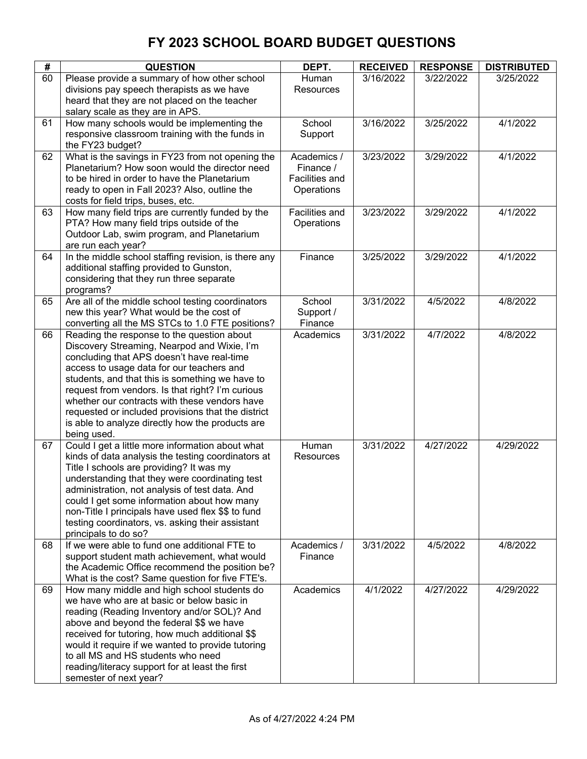# FY 2023 SCHOOL BOARD BUDGET QUESTIONS

| # | QUESTION | DEPT. | RECEIVED | RESPONSE | DISTRIBUTED |
|---|---|---|---|---|---|
| 60 | Please provide a summary of how other school divisions pay speech therapists as we have heard that they are not placed on the teacher salary scale as they are in APS. | Human Resources | 3/16/2022 | 3/22/2022 | 3/25/2022 |
| 61 | How many schools would be implementing the responsive classroom training with the funds in the FY23 budget? | School Support | 3/16/2022 | 3/25/2022 | 4/1/2022 |
| 62 | What is the savings in FY23 from not opening the Planetarium? How soon would the director need to be hired in order to have the Planetarium ready to open in Fall 2023? Also, outline the costs for field trips, buses, etc. | Academics / Finance / Facilities and Operations | 3/23/2022 | 3/29/2022 | 4/1/2022 |
| 63 | How many field trips are currently funded by the PTA? How many field trips outside of the Outdoor Lab, swim program, and Planetarium are run each year? | Facilities and Operations | 3/23/2022 | 3/29/2022 | 4/1/2022 |
| 64 | In the middle school staffing revision, is there any additional staffing provided to Gunston, considering that they run three separate programs? | Finance | 3/25/2022 | 3/29/2022 | 4/1/2022 |
| 65 | Are all of the middle school testing coordinators new this year? What would be the cost of converting all the MS STCs to 1.0 FTE positions? | School Support / Finance | 3/31/2022 | 4/5/2022 | 4/8/2022 |
| 66 | Reading the response to the question about Discovery Streaming, Nearpod and Wixie, I'm concluding that APS doesn't have real-time access to usage data for our teachers and students, and that this is something we have to request from vendors. Is that right? I'm curious whether our contracts with these vendors have requested or included provisions that the district is able to analyze directly how the products are being used. | Academics | 3/31/2022 | 4/7/2022 | 4/8/2022 |
| 67 | Could I get a little more information about what kinds of data analysis the testing coordinators at Title I schools are providing? It was my understanding that they were coordinating test administration, not analysis of test data. And could I get some information about how many non-Title I principals have used flex $$ to fund testing coordinators, vs. asking their assistant principals to do so? | Human Resources | 3/31/2022 | 4/27/2022 | 4/29/2022 |
| 68 | If we were able to fund one additional FTE to support student math achievement, what would the Academic Office recommend the position be? What is the cost? Same question for five FTE's. | Academics / Finance | 3/31/2022 | 4/5/2022 | 4/8/2022 |
| 69 | How many middle and high school students do we have who are at basic or below basic in reading (Reading Inventory and/or SOL)? And above and beyond the federal $$ we have received for tutoring, how much additional $$ would it require if we wanted to provide tutoring to all MS and HS students who need reading/literacy support for at least the first semester of next year? | Academics | 4/1/2022 | 4/27/2022 | 4/29/2022 |

As of 4/27/2022 4:24 PM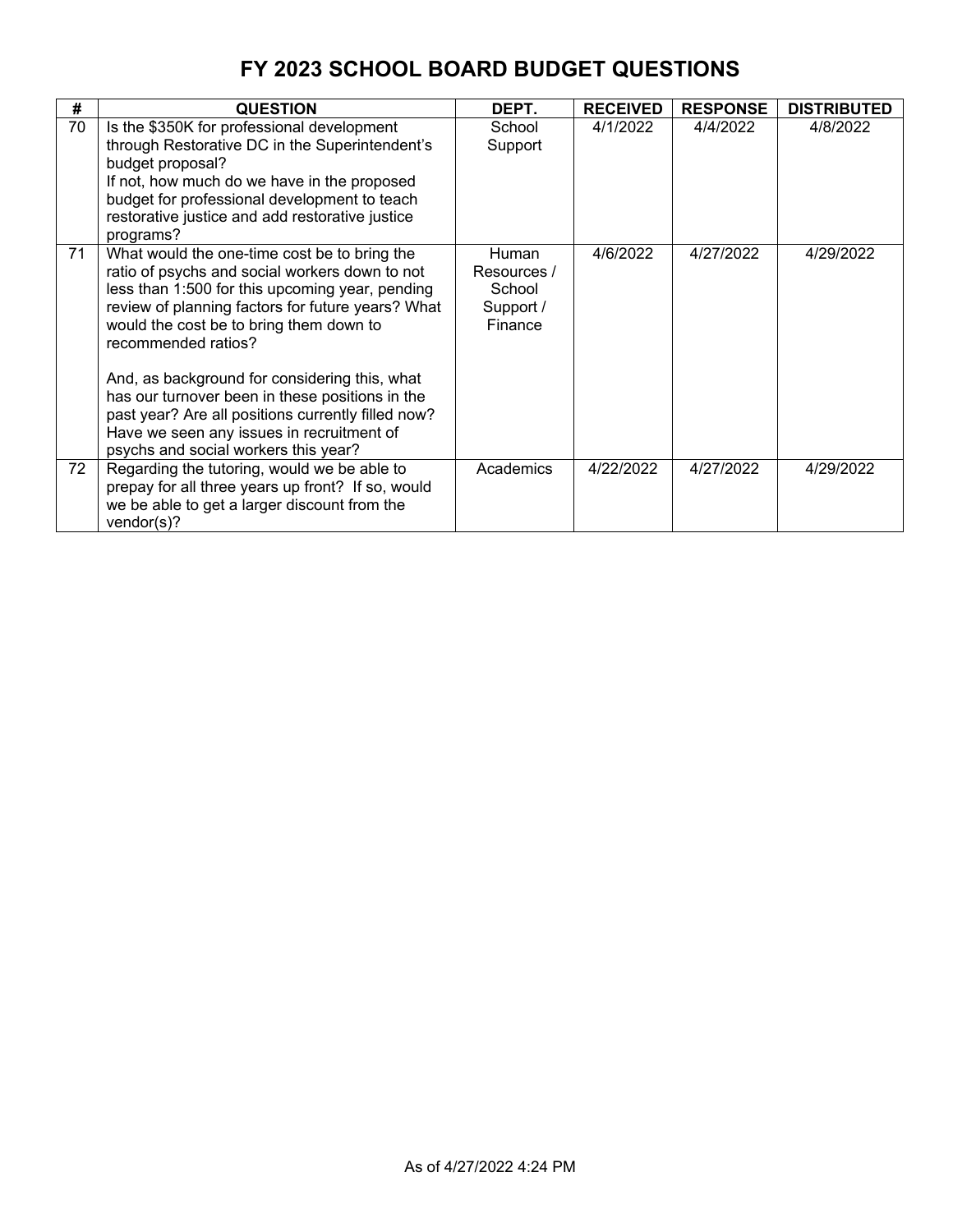# FY 2023 SCHOOL BOARD BUDGET QUESTIONS

| # | QUESTION | DEPT. | RECEIVED | RESPONSE | DISTRIBUTED |
|---|---|---|---|---|---|
| 70 | Is the $350K for professional development through Restorative DC in the Superintendent's budget proposal?<br>If not, how much do we have in the proposed budget for professional development to teach restorative justice and add restorative justice programs? | School Support | 4/1/2022 | 4/4/2022 | 4/8/2022 |
| 71 | What would the one-time cost be to bring the ratio of psychs and social workers down to not less than 1:500 for this upcoming year, pending review of planning factors for future years? What would the cost be to bring them down to recommended ratios?<br><br>And, as background for considering this, what has our turnover been in these positions in the past year? Are all positions currently filled now? Have we seen any issues in recruitment of psychs and social workers this year? | Human Resources / School Support / Finance | 4/6/2022 | 4/27/2022 | 4/29/2022 |
| 72 | Regarding the tutoring, would we be able to prepay for all three years up front? If so, would we be able to get a larger discount from the vendor(s)? | Academics | 4/22/2022 | 4/27/2022 | 4/29/2022 |

As of 4/27/2022 4:24 PM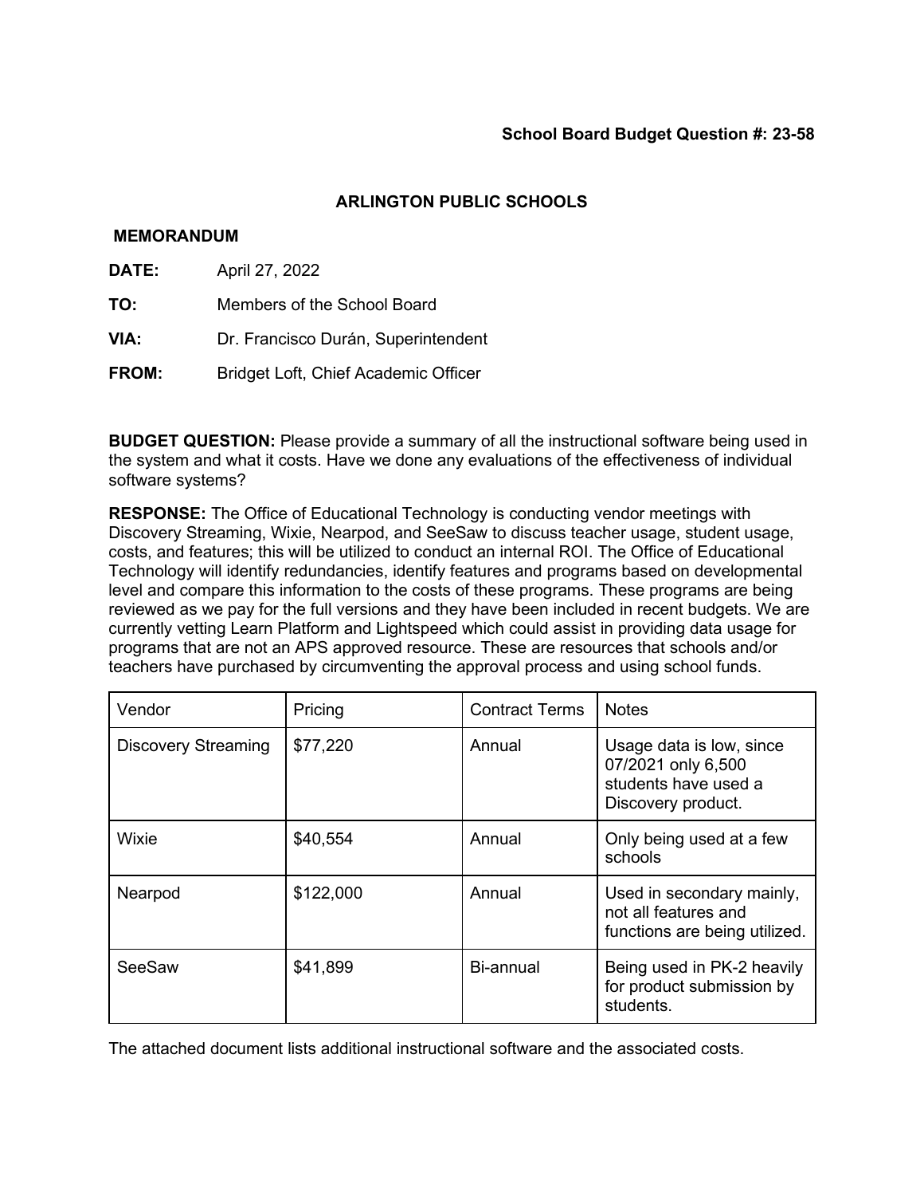**School Board Budget Question #: 23-58**

## ARLINGTON PUBLIC SCHOOLS

### MEMORANDUM

**DATE:** April 27, 2022

**TO:** Members of the School Board

**VIA:** Dr. Francisco Durán, Superintendent

**FROM:** Bridget Loft, Chief Academic Officer

**BUDGET QUESTION:** Please provide a summary of all the instructional software being used in the system and what it costs. Have we done any evaluations of the effectiveness of individual software systems?

**RESPONSE:** The Office of Educational Technology is conducting vendor meetings with Discovery Streaming, Wixie, Nearpod, and SeeSaw to discuss teacher usage, student usage, costs, and features; this will be utilized to conduct an internal ROI. The Office of Educational Technology will identify redundancies, identify features and programs based on developmental level and compare this information to the costs of these programs. These programs are being reviewed as we pay for the full versions and they have been included in recent budgets. We are currently vetting Learn Platform and Lightspeed which could assist in providing data usage for programs that are not an APS approved resource. These are resources that schools and/or teachers have purchased by circumventing the approval process and using school funds.

| Vendor | Pricing | Contract Terms | Notes |
|---|---|---|---|
| Discovery Streaming | $77,220 | Annual | Usage data is low, since 07/2021 only 6,500 students have used a Discovery product. |
| Wixie | $40,554 | Annual | Only being used at a few schools |
| Nearpod | $122,000 | Annual | Used in secondary mainly, not all features and functions are being utilized. |
| SeeSaw | $41,899 | Bi-annual | Being used in PK-2 heavily for product submission by students. |

The attached document lists additional instructional software and the associated costs.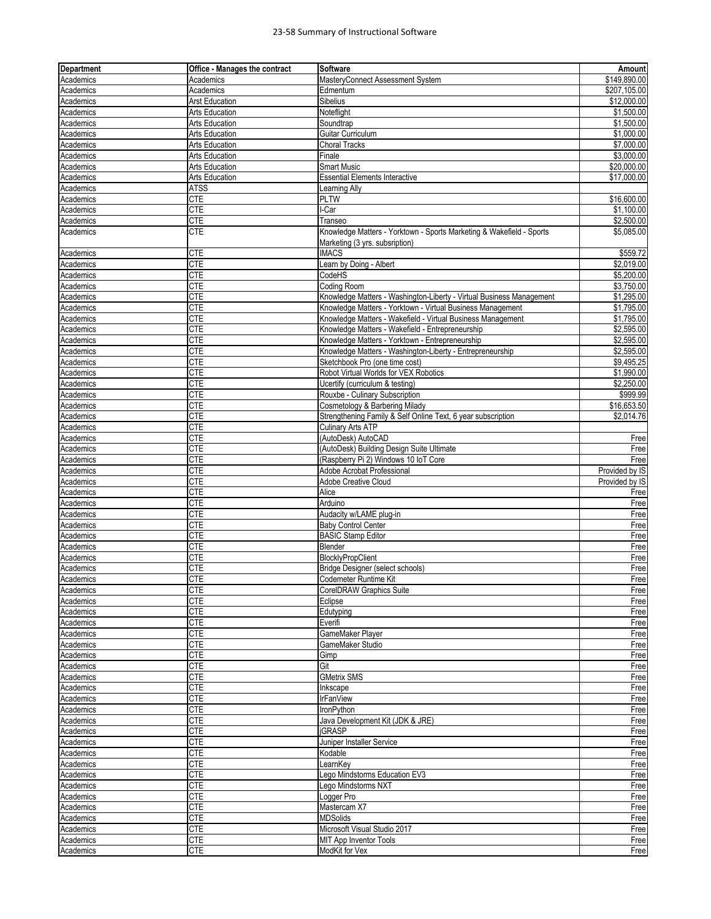# 23-58 Summary of Instructional Software

| Department | Office - Manages the contract | Software | Amount |
|---|---|---|---|
| Academics | Academics | MasteryConnect Assessment System | $149,890.00 |
| Academics | Academics | Edmentum | $207,105.00 |
| Academics | Arst Education | Sibelius | $12,000.00 |
| Academics | Arts Education | Noteflight | $1,500.00 |
| Academics | Arts Education | Soundtrap | $1,500.00 |
| Academics | Arts Education | Guitar Curriculum | $1,000.00 |
| Academics | Arts Education | Choral Tracks | $7,000.00 |
| Academics | Arts Education | Finale | $3,000.00 |
| Academics | Arts Education | Smart Music | $20,000.00 |
| Academics | Arts Education | Essential Elements Interactive | $17,000.00 |
| Academics | ATSS | Learning Ally | |
| Academics | CTE | PLTW | $16,600.00 |
| Academics | CTE | I-Car | $1,100.00 |
| Academics | CTE | Transeo | $2,500.00 |
| Academics | CTE | Knowledge Matters - Yorktown - Sports Marketing & Wakefield - Sports Marketing (3 yrs. subsription) | $5,085.00 |
| Academics | CTE | IMACS | $559.72 |
| Academics | CTE | Learn by Doing - Albert | $2,019.00 |
| Academics | CTE | CodeHS | $5,200.00 |
| Academics | CTE | Coding Room | $3,750.00 |
| Academics | CTE | Knowledge Matters - Washington-Liberty - Virtual Business Management | $1,295.00 |
| Academics | CTE | Knowledge Matters - Yorktown - Virtual Business Management | $1,795.00 |
| Academics | CTE | Knowledge Matters - Wakefield - Virtual Business Management | $1,795.00 |
| Academics | CTE | Knowledge Matters - Wakefield - Entrepreneurship | $2,595.00 |
| Academics | CTE | Knowledge Matters - Yorktown - Entrepreneurship | $2,595.00 |
| Academics | CTE | Knowledge Matters - Washington-Liberty - Entrepreneurship | $2,595.00 |
| Academics | CTE | Sketchbook Pro (one time cost) | $9,495.25 |
| Academics | CTE | Robot Virtual Worlds for VEX Robotics | $1,990.00 |
| Academics | CTE | Ucertify (curriculum & testing) | $2,250.00 |
| Academics | CTE | Rouxbe - Culinary Subscription | $999.99 |
| Academics | CTE | Cosmetology & Barbering Milady | $16,653.50 |
| Academics | CTE | Strengthening Family & Self Online Text, 6 year subscription | $2,014.76 |
| Academics | CTE | Culinary Arts ATP | |
| Academics | CTE | (AutoDesk) AutoCAD | Free |
| Academics | CTE | (AutoDesk) Building Design Suite Ultimate | Free |
| Academics | CTE | (Raspberry Pi 2) Windows 10 IoT Core | Free |
| Academics | CTE | Adobe Acrobat Professional | Provided by IS |
| Academics | CTE | Adobe Creative Cloud | Provided by IS |
| Academics | CTE | Alice | Free |
| Academics | CTE | Arduino | Free |
| Academics | CTE | Audacity w/LAME plug-in | Free |
| Academics | CTE | Baby Control Center | Free |
| Academics | CTE | BASIC Stamp Editor | Free |
| Academics | CTE | Blender | Free |
| Academics | CTE | BlocklyPropClient | Free |
| Academics | CTE | Bridge Designer (select schools) | Free |
| Academics | CTE | Codemeter Runtime Kit | Free |
| Academics | CTE | CorelDRAW Graphics Suite | Free |
| Academics | CTE | Eclipse | Free |
| Academics | CTE | Edutyping | Free |
| Academics | CTE | Everifi | Free |
| Academics | CTE | GameMaker Player | Free |
| Academics | CTE | GameMaker Studio | Free |
| Academics | CTE | Gimp | Free |
| Academics | CTE | Git | Free |
| Academics | CTE | GMetrix SMS | Free |
| Academics | CTE | Inkscape | Free |
| Academics | CTE | IrFanView | Free |
| Academics | CTE | IronPython | Free |
| Academics | CTE | Java Development Kit (JDK & JRE) | Free |
| Academics | CTE | jGRASP | Free |
| Academics | CTE | Juniper Installer Service | Free |
| Academics | CTE | Kodable | Free |
| Academics | CTE | LearnKey | Free |
| Academics | CTE | Lego Mindstorms Education EV3 | Free |
| Academics | CTE | Lego Mindstorms NXT | Free |
| Academics | CTE | Logger Pro | Free |
| Academics | CTE | Mastercam X7 | Free |
| Academics | CTE | MDSolids | Free |
| Academics | CTE | Microsoft Visual Studio 2017 | Free |
| Academics | CTE | MIT App Inventor Tools | Free |
| Academics | CTE | ModKit for Vex | Free |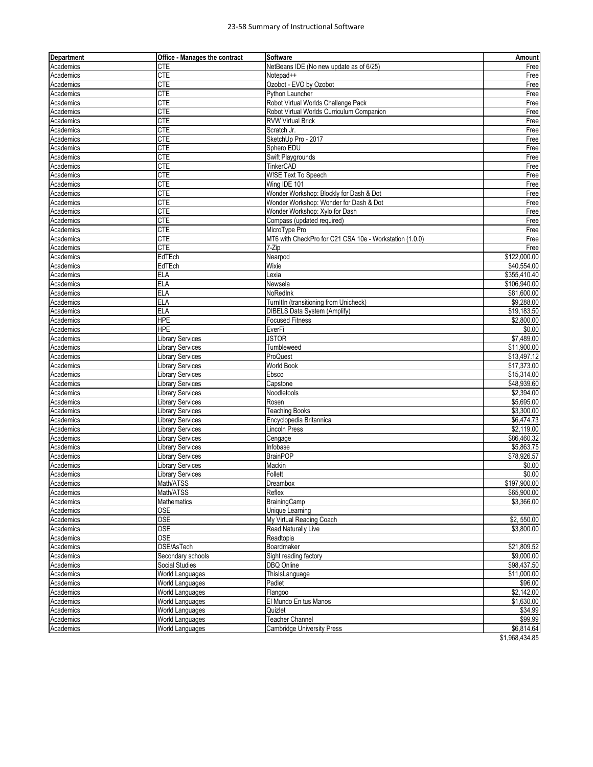# 23-58 Summary of Instructional Software

| Department | Office - Manages the contract | Software | Amount |
|---|---|---|---|
| Academics | CTE | NetBeans IDE (No new update as of 6/25) | Free |
| Academics | CTE | Notepad++ | Free |
| Academics | CTE | Ozobot - EVO by Ozobot | Free |
| Academics | CTE | Python Launcher | Free |
| Academics | CTE | Robot Virtual Worlds Challenge Pack | Free |
| Academics | CTE | Robot Virtual Worlds Curriculum Companion | Free |
| Academics | CTE | RVW Virtual Brick | Free |
| Academics | CTE | Scratch Jr. | Free |
| Academics | CTE | SketchUp Pro - 2017 | Free |
| Academics | CTE | Sphero EDU | Free |
| Academics | CTE | Swift Playgrounds | Free |
| Academics | CTE | TinkerCAD | Free |
| Academics | CTE | WISE Text To Speech | Free |
| Academics | CTE | Wing IDE 101 | Free |
| Academics | CTE | Wonder Workshop: Blockly for Dash & Dot | Free |
| Academics | CTE | Wonder Workshop: Wonder for Dash & Dot | Free |
| Academics | CTE | Wonder Workshop: Xylo for Dash | Free |
| Academics | CTE | Compass (updated required) | Free |
| Academics | CTE | MicroType Pro | Free |
| Academics | CTE | MT6 with CheckPro for C21 CSA 10e - Workstation (1.0.0) | Free |
| Academics | CTE | 7-Zip | Free |
| Academics | EdTEch | Nearpod | $122,000.00 |
| Academics | EdTEch | Wixie | $40,554.00 |
| Academics | ELA | Lexia | $355,410.40 |
| Academics | ELA | Newsela | $106,940.00 |
| Academics | ELA | NoRedInk | $81,600.00 |
| Academics | ELA | TurnItIn (transitioning from Unicheck) | $9,288.00 |
| Academics | ELA | DIBELS Data System (Amplify) | $19,183.50 |
| Academics | HPE | Focused Fitness | $2,800.00 |
| Academics | HPE | EverFi | $0.00 |
| Academics | Library Services | JSTOR | $7,489.00 |
| Academics | Library Services | Tumbleweed | $11,900.00 |
| Academics | Library Services | ProQuest | $13,497.12 |
| Academics | Library Services | World Book | $17,373.00 |
| Academics | Library Services | Ebsco | $15,314.00 |
| Academics | Library Services | Capstone | $48,939.60 |
| Academics | Library Services | Noodletools | $2,394.00 |
| Academics | Library Services | Rosen | $5,695.00 |
| Academics | Library Services | Teaching Books | $3,300.00 |
| Academics | Library Services | Encyclopedia Britannica | $6,474.73 |
| Academics | Library Services | Lincoln Press | $2,119.00 |
| Academics | Library Services | Cengage | $86,460.32 |
| Academics | Library Services | Infobase | $5,863.75 |
| Academics | Library Services | BrainPOP | $78,926.57 |
| Academics | Library Services | Mackin | $0.00 |
| Academics | Library Services | Follett | $0.00 |
| Academics | Math/ATSS | Dreambox | $197,900.00 |
| Academics | Math/ATSS | Reflex | $65,900.00 |
| Academics | Mathematics | BrainingCamp | $3,366.00 |
| Academics | OSE | Unique Learning | |
| Academics | OSE | My Virtual Reading Coach | $2, 550.00 |
| Academics | OSE | Read Naturally Live | $3,800.00 |
| Academics | OSE | Readtopia | |
| Academics | OSE/AsTech | Boardmaker | $21,809.52 |
| Academics | Secondary schools | Sight reading factory | $9,000.00 |
| Academics | Social Studies | DBQ Online | $98,437.50 |
| Academics | World Languages | ThisIsLanguage | $11,000.00 |
| Academics | World Languages | Padlet | $96.00 |
| Academics | World Languages | Flangoo | $2,142.00 |
| Academics | World Languages | El Mundo En tus Manos | $1,630.00 |
| Academics | World Languages | Quizlet | $34.99 |
| Academics | World Languages | Teacher Channel | $99.99 |
| Academics | World Languages | Cambridge University Press | $6,814.64 |
| | | | $1,968,434.85 |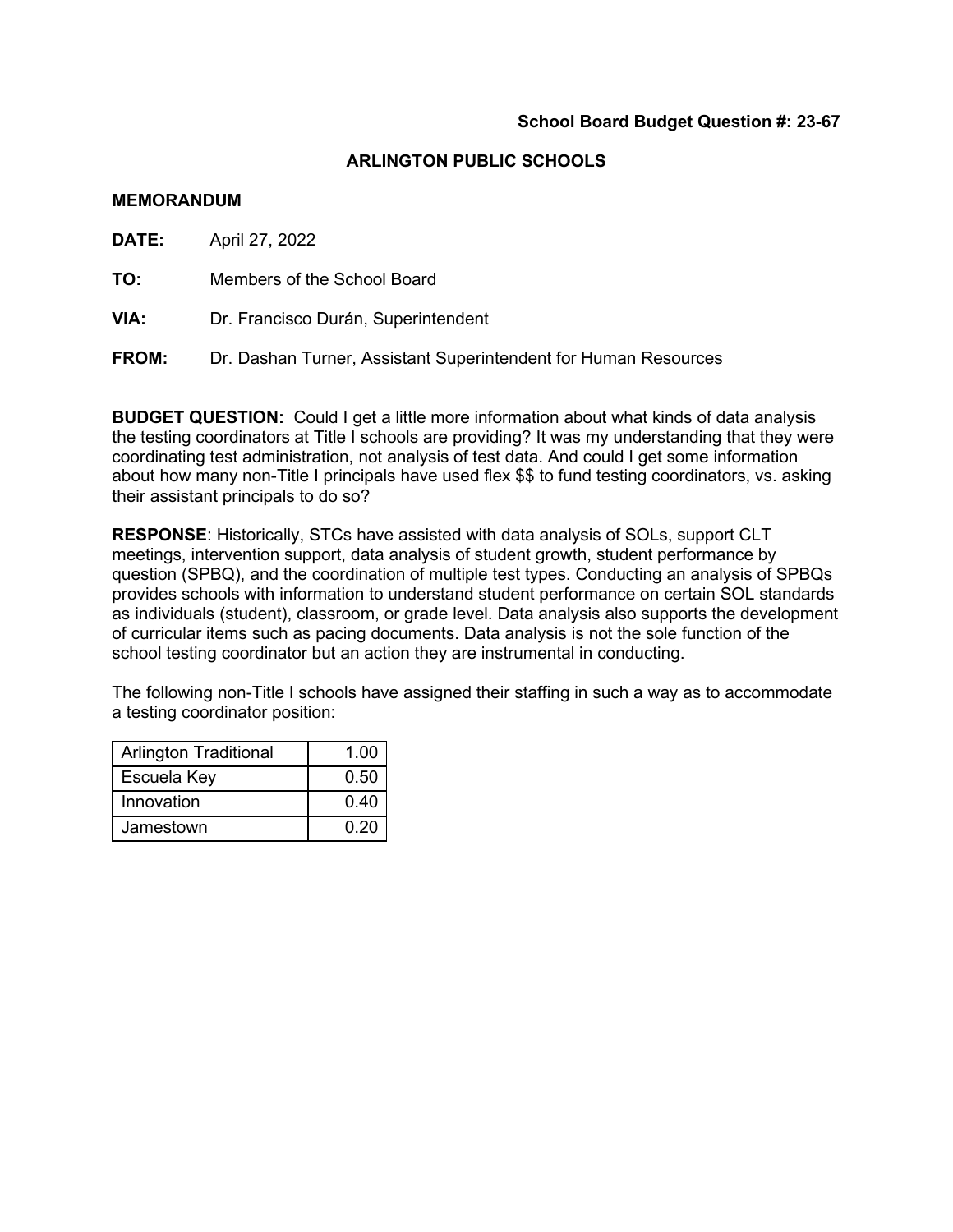**School Board Budget Question #: 23-67**

**ARLINGTON PUBLIC SCHOOLS**

**MEMORANDUM**

**DATE:** April 27, 2022

**TO:** Members of the School Board

**VIA:** Dr. Francisco Durán, Superintendent

**FROM:** Dr. Dashan Turner, Assistant Superintendent for Human Resources

**BUDGET QUESTION:** Could I get a little more information about what kinds of data analysis the testing coordinators at Title I schools are providing? It was my understanding that they were coordinating test administration, not analysis of test data. And could I get some information about how many non-Title I principals have used flex $$ to fund testing coordinators, vs. asking their assistant principals to do so?

**RESPONSE**: Historically, STCs have assisted with data analysis of SOLs, support CLT meetings, intervention support, data analysis of student growth, student performance by question (SPBQ), and the coordination of multiple test types. Conducting an analysis of SPBQs provides schools with information to understand student performance on certain SOL standards as individuals (student), classroom, or grade level. Data analysis also supports the development of curricular items such as pacing documents. Data analysis is not the sole function of the school testing coordinator but an action they are instrumental in conducting.

The following non-Title I schools have assigned their staffing in such a way as to accommodate a testing coordinator position:

| | |
|---|---:|
| Arlington Traditional | 1.00 |
| Escuela Key | 0.50 |
| Innovation | 0.40 |
| Jamestown | 0.20 |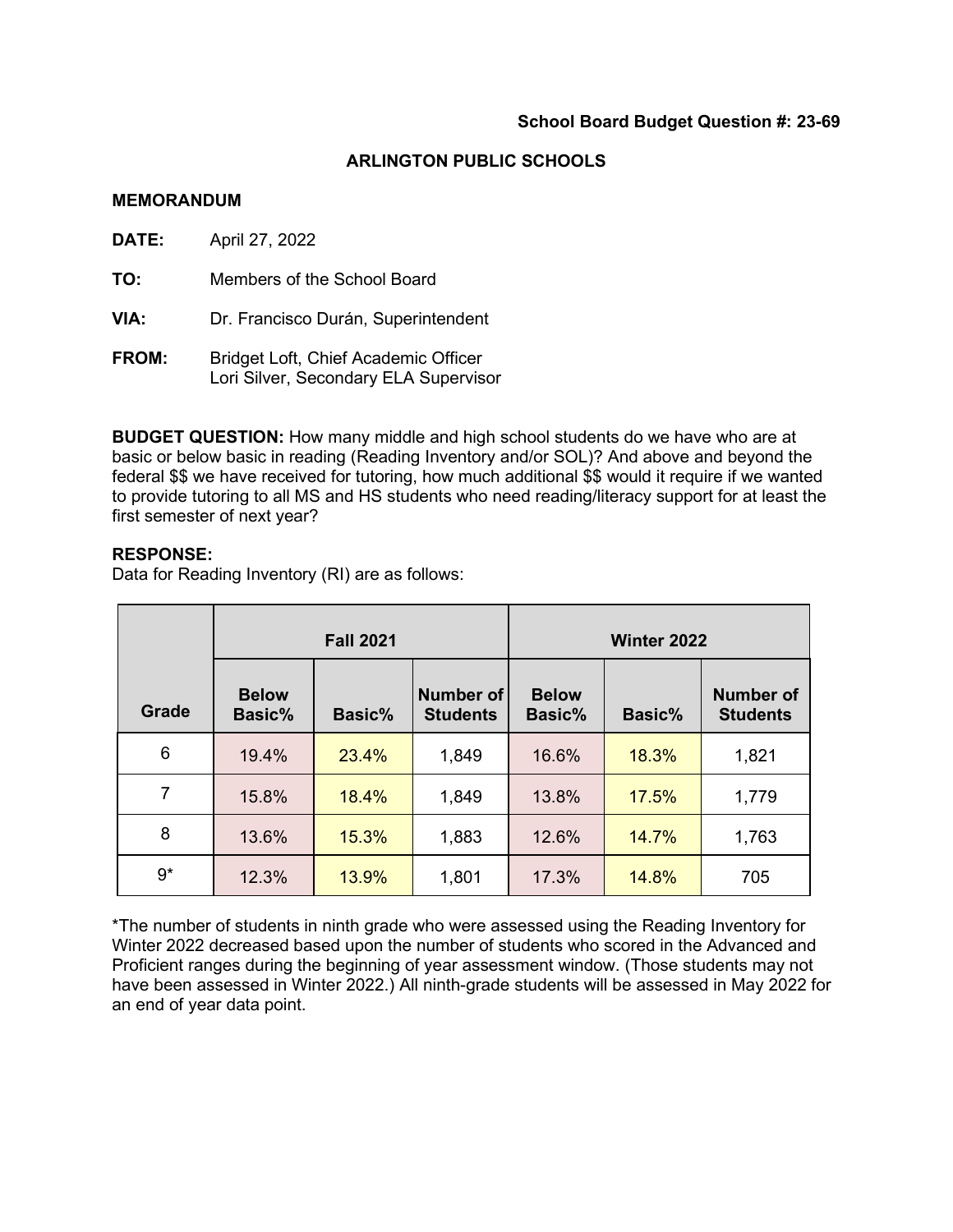**School Board Budget Question #: 23-69**

**ARLINGTON PUBLIC SCHOOLS**

**MEMORANDUM**

**DATE:** April 27, 2022

**TO:** Members of the School Board

**VIA:** Dr. Francisco Durán, Superintendent

**FROM:** Bridget Loft, Chief Academic Officer
Lori Silver, Secondary ELA Supervisor

**BUDGET QUESTION:** How many middle and high school students do we have who are at basic or below basic in reading (Reading Inventory and/or SOL)? And above and beyond the federal $$ we have received for tutoring, how much additional $$ would it require if we wanted to provide tutoring to all MS and HS students who need reading/literacy support for at least the first semester of next year?

**RESPONSE:**
Data for Reading Inventory (RI) are as follows:

| | Fall 2021 | | | Winter 2022 | | |
|---|---|---|---|---|---|---|
| **Grade** | **Below Basic%** | **Basic%** | **Number of Students** | **Below Basic%** | **Basic%** | **Number of Students** |
| 6 | 19.4% | 23.4% | 1,849 | 16.6% | 18.3% | 1,821 |
| 7 | 15.8% | 18.4% | 1,849 | 13.8% | 17.5% | 1,779 |
| 8 | 13.6% | 15.3% | 1,883 | 12.6% | 14.7% | 1,763 |
| 9* | 12.3% | 13.9% | 1,801 | 17.3% | 14.8% | 705 |

*The number of students in ninth grade who were assessed using the Reading Inventory for Winter 2022 decreased based upon the number of students who scored in the Advanced and Proficient ranges during the beginning of year assessment window. (Those students may not have been assessed in Winter 2022.) All ninth-grade students will be assessed in May 2022 for an end of year data point.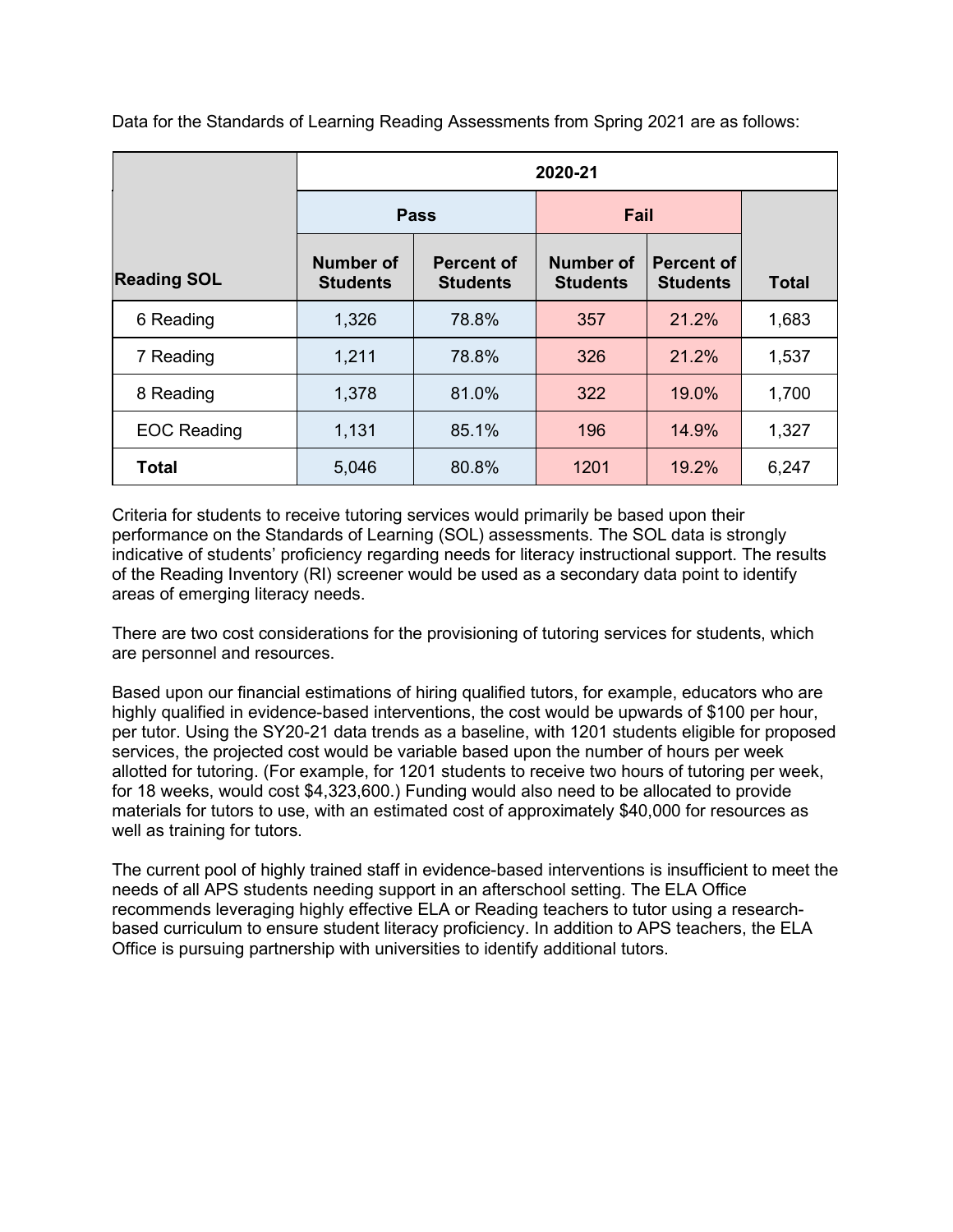Data for the Standards of Learning Reading Assessments from Spring 2021 are as follows:

| Reading SOL | 2020-21 | | | | |
|---|---|---|---|---|---|
| | Pass | | Fail | | Total |
| | Number of Students | Percent of Students | Number of Students | Percent of Students | |
| 6 Reading | 1,326 | 78.8% | 357 | 21.2% | 1,683 |
| 7 Reading | 1,211 | 78.8% | 326 | 21.2% | 1,537 |
| 8 Reading | 1,378 | 81.0% | 322 | 19.0% | 1,700 |
| EOC Reading | 1,131 | 85.1% | 196 | 14.9% | 1,327 |
| **Total** | 5,046 | 80.8% | 1201 | 19.2% | 6,247 |

Criteria for students to receive tutoring services would primarily be based upon their performance on the Standards of Learning (SOL) assessments. The SOL data is strongly indicative of students' proficiency regarding needs for literacy instructional support. The results of the Reading Inventory (RI) screener would be used as a secondary data point to identify areas of emerging literacy needs.

There are two cost considerations for the provisioning of tutoring services for students, which are personnel and resources.

Based upon our financial estimations of hiring qualified tutors, for example, educators who are highly qualified in evidence-based interventions, the cost would be upwards of $100 per hour, per tutor. Using the SY20-21 data trends as a baseline, with 1201 students eligible for proposed services, the projected cost would be variable based upon the number of hours per week allotted for tutoring. (For example, for 1201 students to receive two hours of tutoring per week, for 18 weeks, would cost $4,323,600.) Funding would also need to be allocated to provide materials for tutors to use, with an estimated cost of approximately $40,000 for resources as well as training for tutors.

The current pool of highly trained staff in evidence-based interventions is insufficient to meet the needs of all APS students needing support in an afterschool setting. The ELA Office recommends leveraging highly effective ELA or Reading teachers to tutor using a research-based curriculum to ensure student literacy proficiency. In addition to APS teachers, the ELA Office is pursuing partnership with universities to identify additional tutors.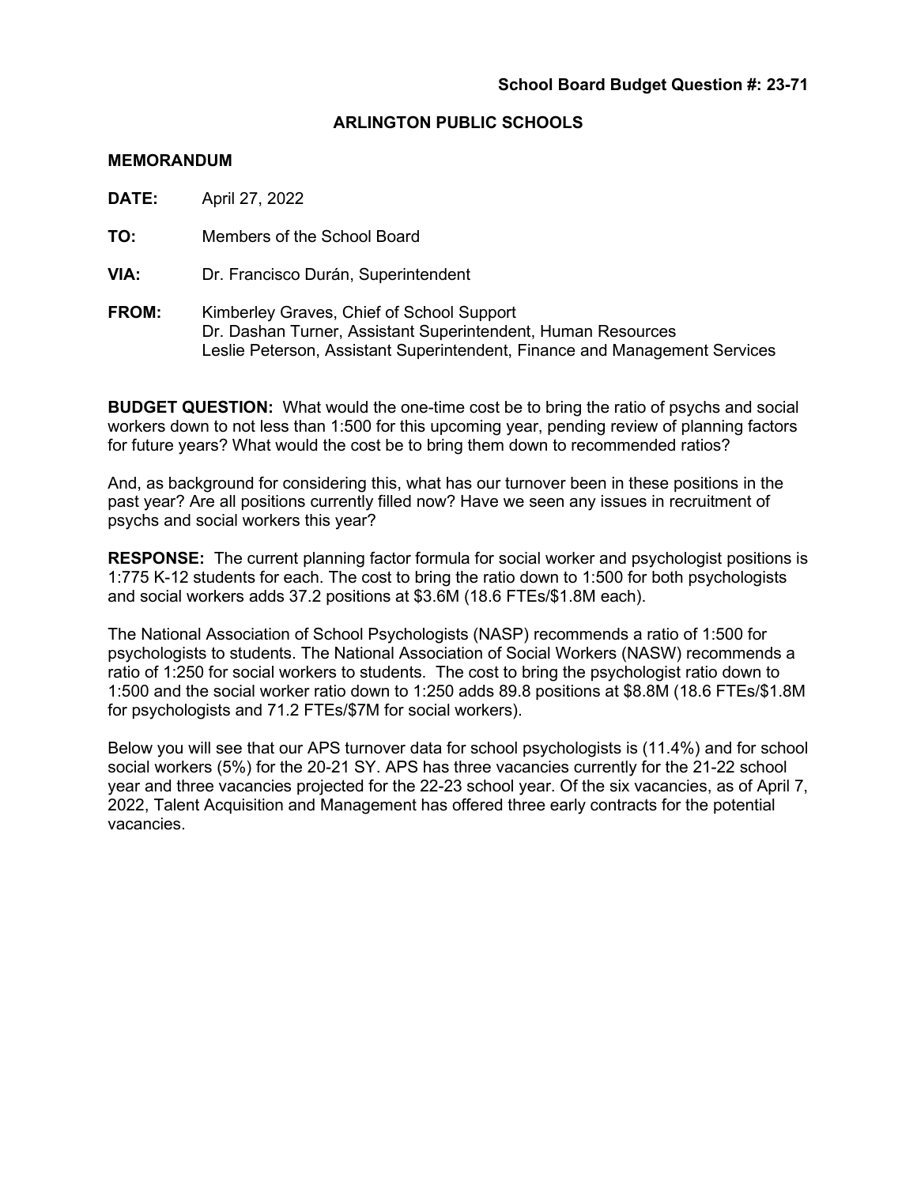**School Board Budget Question #: 23-71**

## ARLINGTON PUBLIC SCHOOLS

### MEMORANDUM

**DATE:** April 27, 2022

**TO:** Members of the School Board

**VIA:** Dr. Francisco Durán, Superintendent

**FROM:** Kimberley Graves, Chief of School Support
Dr. Dashan Turner, Assistant Superintendent, Human Resources
Leslie Peterson, Assistant Superintendent, Finance and Management Services

**BUDGET QUESTION:** What would the one-time cost be to bring the ratio of psychs and social workers down to not less than 1:500 for this upcoming year, pending review of planning factors for future years? What would the cost be to bring them down to recommended ratios?

And, as background for considering this, what has our turnover been in these positions in the past year? Are all positions currently filled now? Have we seen any issues in recruitment of psychs and social workers this year?

**RESPONSE:** The current planning factor formula for social worker and psychologist positions is 1:775 K-12 students for each. The cost to bring the ratio down to 1:500 for both psychologists and social workers adds 37.2 positions at $3.6M (18.6 FTEs/$1.8M each).

The National Association of School Psychologists (NASP) recommends a ratio of 1:500 for psychologists to students. The National Association of Social Workers (NASW) recommends a ratio of 1:250 for social workers to students. The cost to bring the psychologist ratio down to 1:500 and the social worker ratio down to 1:250 adds 89.8 positions at $8.8M (18.6 FTEs/$1.8M for psychologists and 71.2 FTEs/$7M for social workers).

Below you will see that our APS turnover data for school psychologists is (11.4%) and for school social workers (5%) for the 20-21 SY. APS has three vacancies currently for the 21-22 school year and three vacancies projected for the 22-23 school year. Of the six vacancies, as of April 7, 2022, Talent Acquisition and Management has offered three early contracts for the potential vacancies.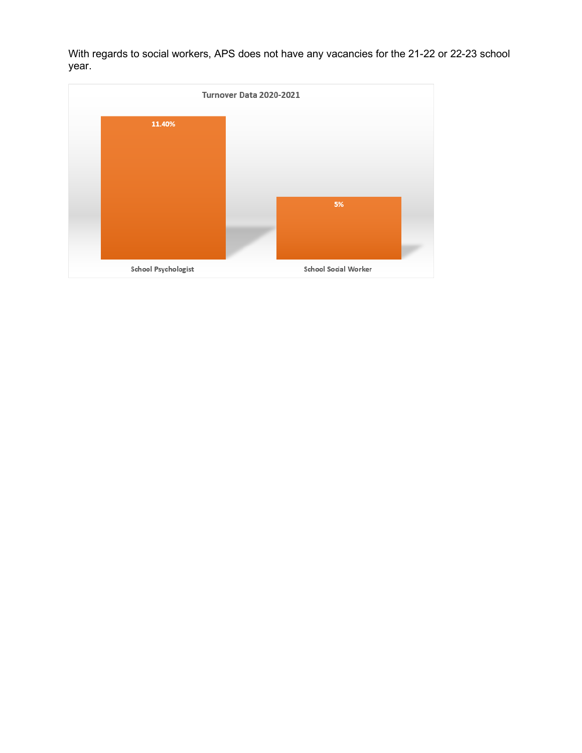With regards to social workers, APS does not have any vacancies for the 21-22 or 22-23 school year.

**Turnover Data 2020-2021**

| School Psychologist | School Social Worker |
|---|---|
| 11.40% | 5% |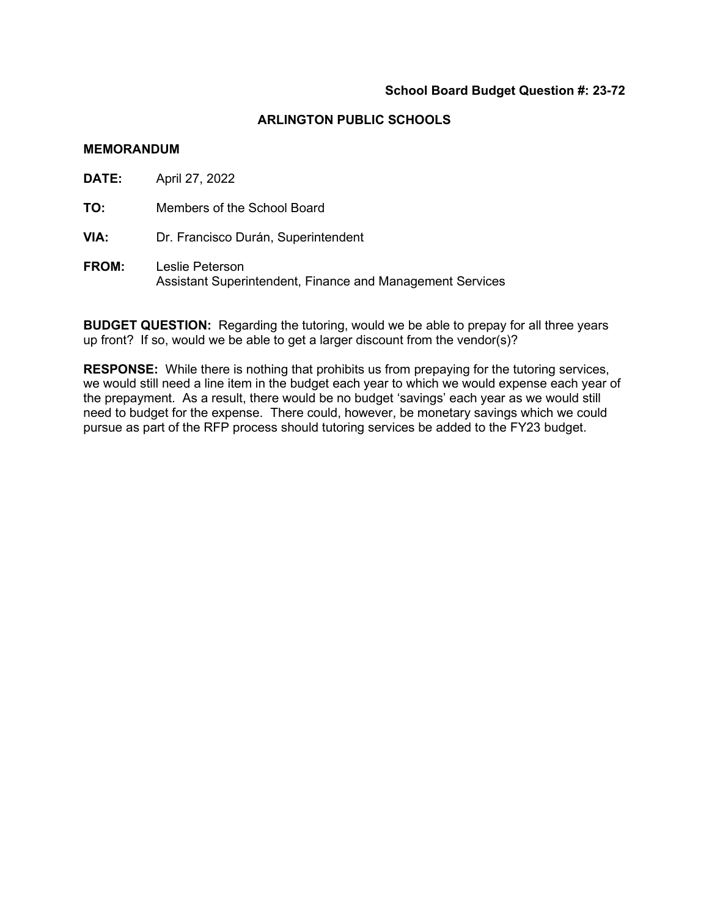**School Board Budget Question #: 23-72**

**ARLINGTON PUBLIC SCHOOLS**

**MEMORANDUM**

**DATE:** April 27, 2022

**TO:** Members of the School Board

**VIA:** Dr. Francisco Durán, Superintendent

**FROM:** Leslie Peterson
Assistant Superintendent, Finance and Management Services

**BUDGET QUESTION:** Regarding the tutoring, would we be able to prepay for all three years up front? If so, would we be able to get a larger discount from the vendor(s)?

**RESPONSE:** While there is nothing that prohibits us from prepaying for the tutoring services, we would still need a line item in the budget each year to which we would expense each year of the prepayment. As a result, there would be no budget 'savings' each year as we would still need to budget for the expense. There could, however, be monetary savings which we could pursue as part of the RFP process should tutoring services be added to the FY23 budget.